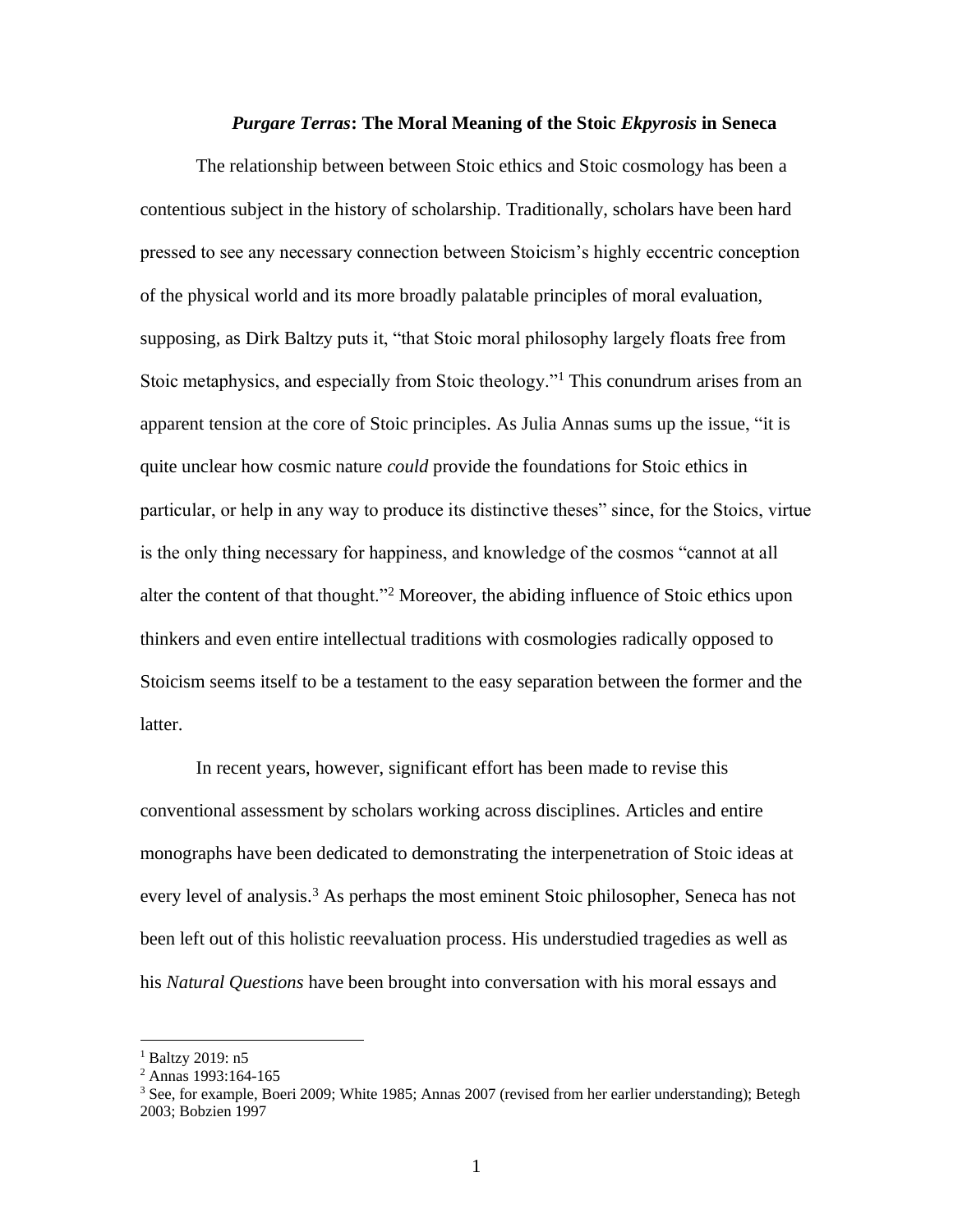# *Purgare Terras*: The Moral Meaning of the Stoic *Ekpyrosis* in Seneca

The relationship between between Stoic ethics and Stoic cosmology has been a contentious subject in the history of scholarship. Traditionally, scholars have been hard pressed to see any necessary connection between Stoicism's highly eccentric conception of the physical world and its more broadly palatable principles of moral evaluation, supposing, as Dirk Baltzy puts it, "that Stoic moral philosophy largely floats free from Stoic metaphysics, and especially from Stoic theology."[1] This conundrum arises from an apparent tension at the core of Stoic principles. As Julia Annas sums up the issue, "it is quite unclear how cosmic nature *could* provide the foundations for Stoic ethics in particular, or help in any way to produce its distinctive theses" since, for the Stoics, virtue is the only thing necessary for happiness, and knowledge of the cosmos "cannot at all alter the content of that thought."[2] Moreover, the abiding influence of Stoic ethics upon thinkers and even entire intellectual traditions with cosmologies radically opposed to Stoicism seems itself to be a testament to the easy separation between the former and the latter.

In recent years, however, significant effort has been made to revise this conventional assessment by scholars working across disciplines. Articles and entire monographs have been dedicated to demonstrating the interpenetration of Stoic ideas at every level of analysis.[3] As perhaps the most eminent Stoic philosopher, Seneca has not been left out of this holistic reevaluation process. His understudied tragedies as well as his *Natural Questions* have been brought into conversation with his moral essays and

---

[1] Baltzy 2019: n5

[2] Annas 1993:164-165

[3] See, for example, Boeri 2009; White 1985; Annas 2007 (revised from her earlier understanding); Betegh 2003; Bobzien 1997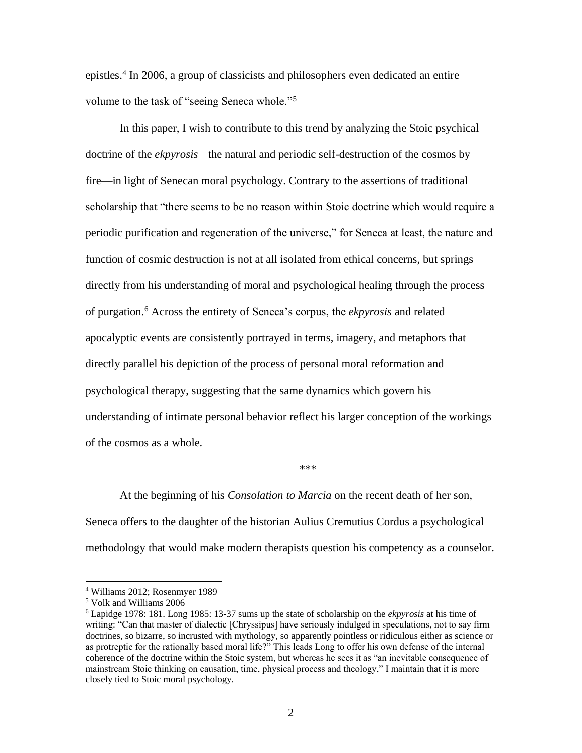epistles.[4] In 2006, a group of classicists and philosophers even dedicated an entire volume to the task of "seeing Seneca whole."[5]

In this paper, I wish to contribute to this trend by analyzing the Stoic psychical doctrine of the *ekpyrosis*—the natural and periodic self-destruction of the cosmos by fire—in light of Senecan moral psychology. Contrary to the assertions of traditional scholarship that "there seems to be no reason within Stoic doctrine which would require a periodic purification and regeneration of the universe," for Seneca at least, the nature and function of cosmic destruction is not at all isolated from ethical concerns, but springs directly from his understanding of moral and psychological healing through the process of purgation.[6] Across the entirety of Seneca's corpus, the *ekpyrosis* and related apocalyptic events are consistently portrayed in terms, imagery, and metaphors that directly parallel his depiction of the process of personal moral reformation and psychological therapy, suggesting that the same dynamics which govern his understanding of intimate personal behavior reflect his larger conception of the workings of the cosmos as a whole.

\*\*\*

At the beginning of his *Consolation to Marcia* on the recent death of her son, Seneca offers to the daughter of the historian Aulius Cremutius Cordus a psychological methodology that would make modern therapists question his competency as a counselor.

---

[4] Williams 2012; Rosenmyer 1989

[5] Volk and Williams 2006

[6] Lapidge 1978: 181. Long 1985: 13-37 sums up the state of scholarship on the *ekpyrosis* at his time of writing: "Can that master of dialectic [Chryssipus] have seriously indulged in speculations, not to say firm doctrines, so bizarre, so incrusted with mythology, so apparently pointless or ridiculous either as science or as protreptic for the rationally based moral life?" This leads Long to offer his own defense of the internal coherence of the doctrine within the Stoic system, but whereas he sees it as "an inevitable consequence of mainstream Stoic thinking on causation, time, physical process and theology," I maintain that it is more closely tied to Stoic moral psychology.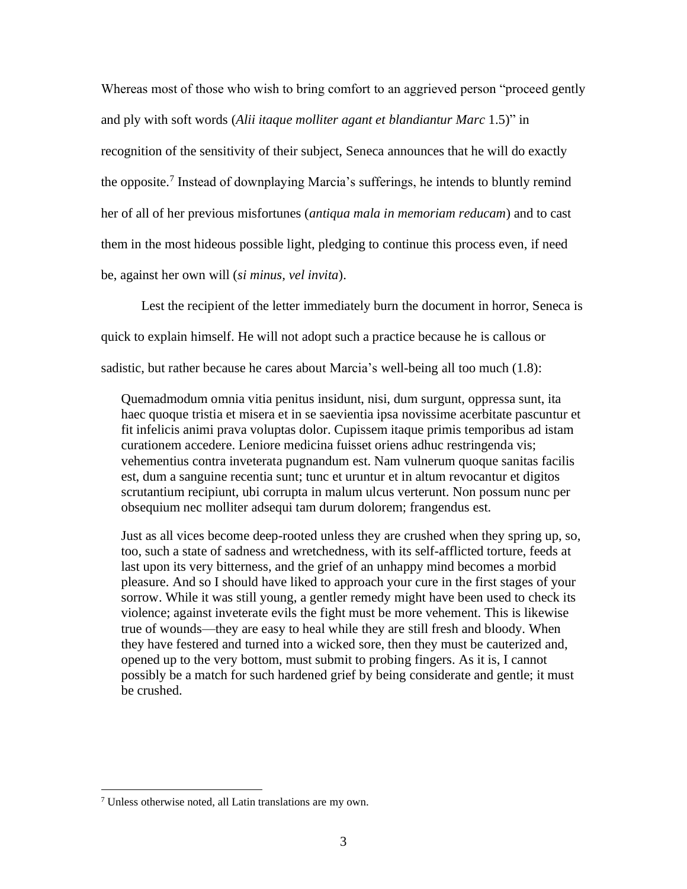Whereas most of those who wish to bring comfort to an aggrieved person "proceed gently and ply with soft words (*Alii itaque molliter agant et blandiantur Marc* 1.5)" in recognition of the sensitivity of their subject, Seneca announces that he will do exactly the opposite.[7] Instead of downplaying Marcia's sufferings, he intends to bluntly remind her of all of her previous misfortunes (*antiqua mala in memoriam reducam*) and to cast them in the most hideous possible light, pledging to continue this process even, if need be, against her own will (*si minus, vel invita*).

Lest the recipient of the letter immediately burn the document in horror, Seneca is quick to explain himself. He will not adopt such a practice because he is callous or sadistic, but rather because he cares about Marcia's well-being all too much (1.8):

> Quemadmodum omnia vitia penitus insidunt, nisi, dum surgunt, oppressa sunt, ita haec quoque tristia et misera et in se saevientia ipsa novissime acerbitate pascuntur et fit infelicis animi prava voluptas dolor. Cupissem itaque primis temporibus ad istam curationem accedere. Leniore medicina fuisset oriens adhuc restringenda vis; vehementius contra inveterata pugnandum est. Nam vulnerum quoque sanitas facilis est, dum a sanguine recentia sunt; tunc et uruntur et in altum revocantur et digitos scrutantium recipiunt, ubi corrupta in malum ulcus verterunt. Non possum nunc per obsequium nec molliter adsequi tam durum dolorem; frangendus est.

> Just as all vices become deep-rooted unless they are crushed when they spring up, so, too, such a state of sadness and wretchedness, with its self-afflicted torture, feeds at last upon its very bitterness, and the grief of an unhappy mind becomes a morbid pleasure. And so I should have liked to approach your cure in the first stages of your sorrow. While it was still young, a gentler remedy might have been used to check its violence; against inveterate evils the fight must be more vehement. This is likewise true of wounds—they are easy to heal while they are still fresh and bloody. When they have festered and turned into a wicked sore, then they must be cauterized and, opened up to the very bottom, must submit to probing fingers. As it is, I cannot possibly be a match for such hardened grief by being considerate and gentle; it must be crushed.

[7] Unless otherwise noted, all Latin translations are my own.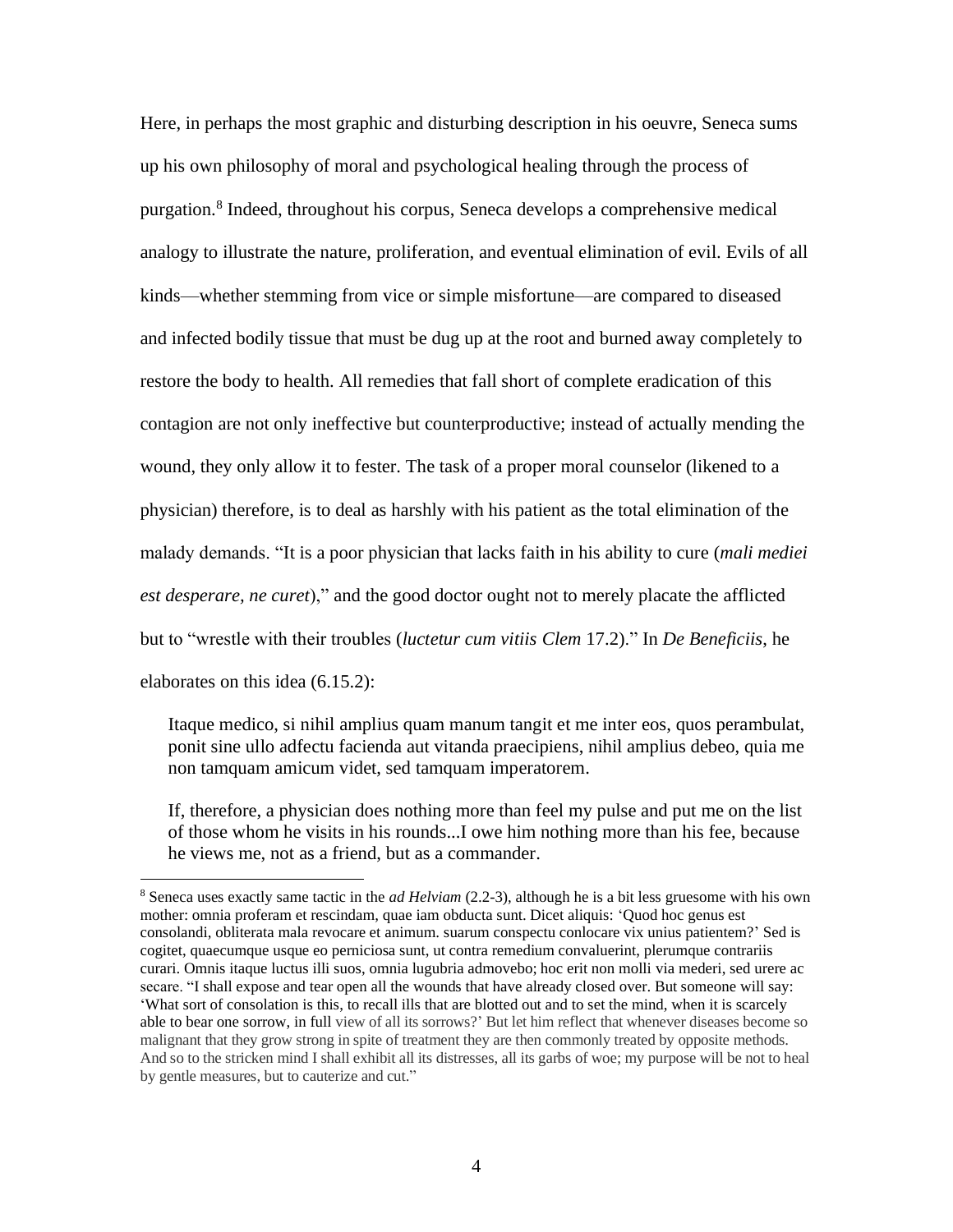Here, in perhaps the most graphic and disturbing description in his oeuvre, Seneca sums up his own philosophy of moral and psychological healing through the process of purgation.[8] Indeed, throughout his corpus, Seneca develops a comprehensive medical analogy to illustrate the nature, proliferation, and eventual elimination of evil. Evils of all kinds—whether stemming from vice or simple misfortune—are compared to diseased and infected bodily tissue that must be dug up at the root and burned away completely to restore the body to health. All remedies that fall short of complete eradication of this contagion are not only ineffective but counterproductive; instead of actually mending the wound, they only allow it to fester. The task of a proper moral counselor (likened to a physician) therefore, is to deal as harshly with his patient as the total elimination of the malady demands. "It is a poor physician that lacks faith in his ability to cure (*mali mediei est desperare, ne curet*)," and the good doctor ought not to merely placate the afflicted but to "wrestle with their troubles (*luctetur cum vitiis Clem* 17.2)." In *De Beneficiis*, he elaborates on this idea (6.15.2):

> Itaque medico, si nihil amplius quam manum tangit et me inter eos, quos perambulat, ponit sine ullo adfectu facienda aut vitanda praecipiens, nihil amplius debeo, quia me non tamquam amicum videt, sed tamquam imperatorem.
>
> If, therefore, a physician does nothing more than feel my pulse and put me on the list of those whom he visits in his rounds...I owe him nothing more than his fee, because he views me, not as a friend, but as a commander.

[8] Seneca uses exactly same tactic in the *ad Helviam* (2.2-3), although he is a bit less gruesome with his own mother: omnia proferam et rescindam, quae iam obducta sunt. Dicet aliquis: 'Quod hoc genus est consolandi, obliterata mala revocare et animum. suarum conspectu conlocare vix unius patientem?' Sed is cogitet, quaecumque usque eo perniciosa sunt, ut contra remedium convaluerint, plerumque contrariis curari. Omnis itaque luctus illi suos, omnia lugubria admovebo; hoc erit non molli via mederi, sed urere ac secare. "I shall expose and tear open all the wounds that have already closed over. But someone will say: 'What sort of consolation is this, to recall ills that are blotted out and to set the mind, when it is scarcely able to bear one sorrow, in full view of all its sorrows?' But let him reflect that whenever diseases become so malignant that they grow strong in spite of treatment they are then commonly treated by opposite methods. And so to the stricken mind I shall exhibit all its distresses, all its garbs of woe; my purpose will be not to heal by gentle measures, but to cauterize and cut."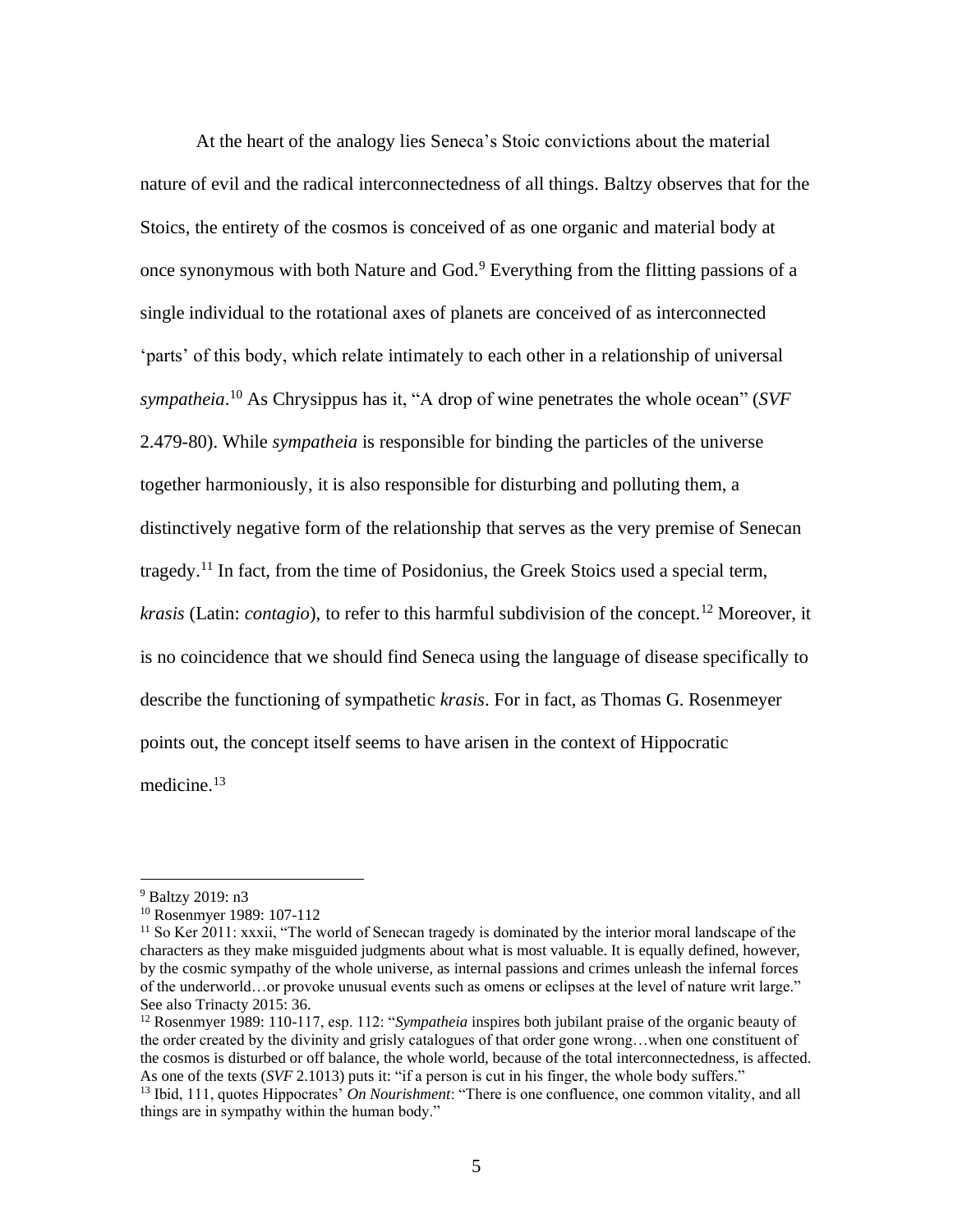At the heart of the analogy lies Seneca's Stoic convictions about the material nature of evil and the radical interconnectedness of all things. Baltzy observes that for the Stoics, the entirety of the cosmos is conceived of as one organic and material body at once synonymous with both Nature and God.[9] Everything from the flitting passions of a single individual to the rotational axes of planets are conceived of as interconnected 'parts' of this body, which relate intimately to each other in a relationship of universal *sympatheia*.[10] As Chrysippus has it, "A drop of wine penetrates the whole ocean" (*SVF* 2.479-80). While *sympatheia* is responsible for binding the particles of the universe together harmoniously, it is also responsible for disturbing and polluting them, a distinctively negative form of the relationship that serves as the very premise of Senecan tragedy.[11] In fact, from the time of Posidonius, the Greek Stoics used a special term, *krasis* (Latin: *contagio*), to refer to this harmful subdivision of the concept.[12] Moreover, it is no coincidence that we should find Seneca using the language of disease specifically to describe the functioning of sympathetic *krasis*. For in fact, as Thomas G. Rosenmeyer points out, the concept itself seems to have arisen in the context of Hippocratic medicine.[13]

---

[9] Baltzy 2019: n3

[10] Rosenmyer 1989: 107-112

[11] So Ker 2011: xxxii, "The world of Senecan tragedy is dominated by the interior moral landscape of the characters as they make misguided judgments about what is most valuable. It is equally defined, however, by the cosmic sympathy of the whole universe, as internal passions and crimes unleash the infernal forces of the underworld…or provoke unusual events such as omens or eclipses at the level of nature writ large." See also Trinacty 2015: 36.

[12] Rosenmyer 1989: 110-117, esp. 112: "*Sympatheia* inspires both jubilant praise of the organic beauty of the order created by the divinity and grisly catalogues of that order gone wrong…when one constituent of the cosmos is disturbed or off balance, the whole world, because of the total interconnectedness, is affected. As one of the texts (*SVF* 2.1013) puts it: "if a person is cut in his finger, the whole body suffers."

[13] Ibid, 111, quotes Hippocrates' *On Nourishment*: "There is one confluence, one common vitality, and all things are in sympathy within the human body."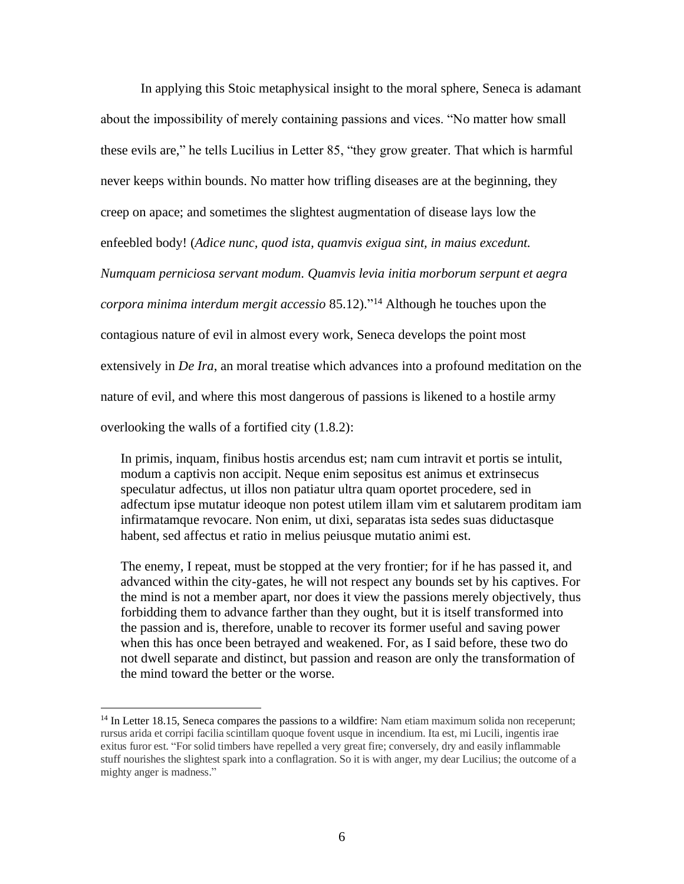In applying this Stoic metaphysical insight to the moral sphere, Seneca is adamant about the impossibility of merely containing passions and vices. "No matter how small these evils are," he tells Lucilius in Letter 85, "they grow greater. That which is harmful never keeps within bounds. No matter how trifling diseases are at the beginning, they creep on apace; and sometimes the slightest augmentation of disease lays low the enfeebled body! (*Adice nunc, quod ista, quamvis exigua sint, in maius excedunt. Numquam perniciosa servant modum. Quamvis levia initia morborum serpunt et aegra corpora minima interdum mergit accessio* 85.12)."[14] Although he touches upon the contagious nature of evil in almost every work, Seneca develops the point most extensively in *De Ira*, an moral treatise which advances into a profound meditation on the nature of evil, and where this most dangerous of passions is likened to a hostile army overlooking the walls of a fortified city (1.8.2):

> In primis, inquam, finibus hostis arcendus est; nam cum intravit et portis se intulit, modum a captivis non accipit. Neque enim sepositus est animus et extrinsecus speculatur adfectus, ut illos non patiatur ultra quam oportet procedere, sed in adfectum ipse mutatur ideoque non potest utilem illam vim et salutarem proditam iam infirmatamque revocare. Non enim, ut dixi, separatas ista sedes suas diductasque habent, sed affectus et ratio in melius peiusque mutatio animi est.
>
> The enemy, I repeat, must be stopped at the very frontier; for if he has passed it, and advanced within the city-gates, he will not respect any bounds set by his captives. For the mind is not a member apart, nor does it view the passions merely objectively, thus forbidding them to advance farther than they ought, but it is itself transformed into the passion and is, therefore, unable to recover its former useful and saving power when this has once been betrayed and weakened. For, as I said before, these two do not dwell separate and distinct, but passion and reason are only the transformation of the mind toward the better or the worse.

---

[14] In Letter 18.15, Seneca compares the passions to a wildfire: Nam etiam maximum solida non receperunt; rursus arida et corripi facilia scintillam quoque fovent usque in incendium. Ita est, mi Lucili, ingentis irae exitus furor est. "For solid timbers have repelled a very great fire; conversely, dry and easily inflammable stuff nourishes the slightest spark into a conflagration. So it is with anger, my dear Lucilius; the outcome of a mighty anger is madness."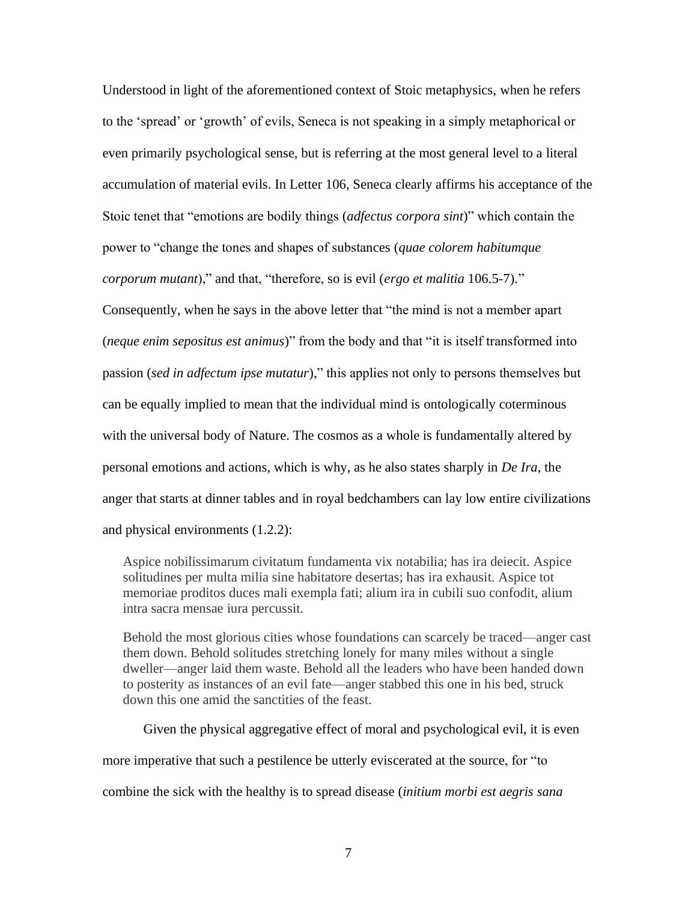Understood in light of the aforementioned context of Stoic metaphysics, when he refers to the 'spread' or 'growth' of evils, Seneca is not speaking in a simply metaphorical or even primarily psychological sense, but is referring at the most general level to a literal accumulation of material evils. In Letter 106, Seneca clearly affirms his acceptance of the Stoic tenet that "emotions are bodily things (*adfectus corpora sint*)" which contain the power to "change the tones and shapes of substances (*quae colorem habitumque corporum mutant*)," and that, "therefore, so is evil (*ergo et malitia* 106.5-7)." Consequently, when he says in the above letter that "the mind is not a member apart (*neque enim sepositus est animus*)" from the body and that "it is itself transformed into passion (*sed in adfectum ipse mutatur*)," this applies not only to persons themselves but can be equally implied to mean that the individual mind is ontologically coterminous with the universal body of Nature. The cosmos as a whole is fundamentally altered by personal emotions and actions, which is why, as he also states sharply in *De Ira*, the anger that starts at dinner tables and in royal bedchambers can lay low entire civilizations and physical environments (1.2.2):

> Aspice nobilissimarum civitatum fundamenta vix notabilia; has ira deiecit. Aspice solitudines per multa milia sine habitatore desertas; has ira exhausit. Aspice tot memoriae proditos duces mali exempla fati; alium ira in cubili suo confodit, alium intra sacra mensae iura percussit.
>
> Behold the most glorious cities whose foundations can scarcely be traced—anger cast them down. Behold solitudes stretching lonely for many miles without a single dweller—anger laid them waste. Behold all the leaders who have been handed down to posterity as instances of an evil fate—anger stabbed this one in his bed, struck down this one amid the sanctities of the feast.

Given the physical aggregative effect of moral and psychological evil, it is even more imperative that such a pestilence be utterly eviscerated at the source, for "to combine the sick with the healthy is to spread disease (*initium morbi est aegris sana*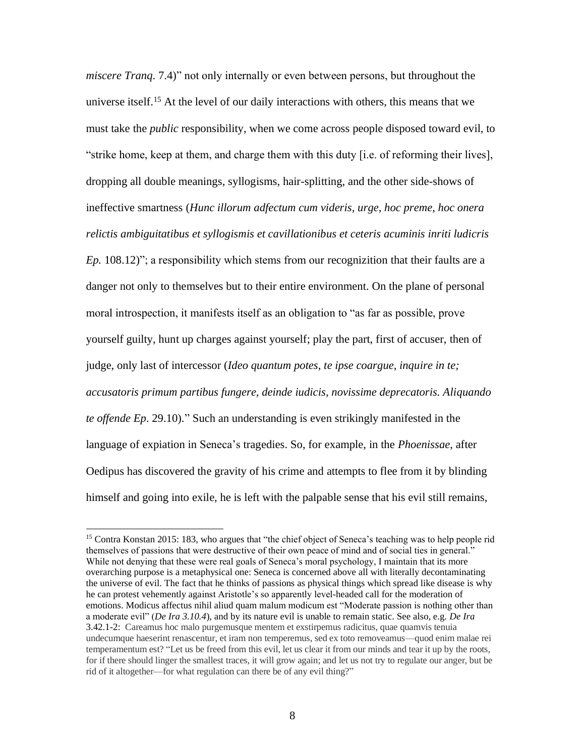*miscere Tranq*. 7.4)" not only internally or even between persons, but throughout the universe itself.[15] At the level of our daily interactions with others, this means that we must take the *public* responsibility, when we come across people disposed toward evil, to "strike home, keep at them, and charge them with this duty [i.e. of reforming their lives], dropping all double meanings, syllogisms, hair-splitting, and the other side-shows of ineffective smartness (*Hunc illorum adfectum cum videris, urge, hoc preme, hoc onera relictis ambiguitatibus et syllogismis et cavillationibus et ceteris acuminis inriti ludicris Ep.* 108.12)"; a responsibility which stems from our recognizition that their faults are a danger not only to themselves but to their entire environment. On the plane of personal moral introspection, it manifests itself as an obligation to "as far as possible, prove yourself guilty, hunt up charges against yourself; play the part, first of accuser, then of judge, only last of intercessor (*Ideo quantum potes, te ipse coargue, inquire in te; accusatoris primum partibus fungere, deinde iudicis, novissime deprecatoris. Aliquando te offende Ep*. 29.10)." Such an understanding is even strikingly manifested in the language of expiation in Seneca's tragedies. So, for example, in the *Phoenissae*, after Oedipus has discovered the gravity of his crime and attempts to flee from it by blinding himself and going into exile, he is left with the palpable sense that his evil still remains,

---

[15] Contra Konstan 2015: 183, who argues that "the chief object of Seneca's teaching was to help people rid themselves of passions that were destructive of their own peace of mind and of social ties in general." While not denying that these were real goals of Seneca's moral psychology, I maintain that its more overarching purpose is a metaphysical one: Seneca is concerned above all with literally decontaminating the universe of evil. The fact that he thinks of passions as physical things which spread like disease is why he can protest vehemently against Aristotle's so apparently level-headed call for the moderation of emotions. Modicus affectus nihil aliud quam malum modicum est "Moderate passion is nothing other than a moderate evil" (*De Ira 3.10.4*), and by its nature evil is unable to remain static. See also, e.g. *De Ira* 3.42.1-2: Careamus hoc malo purgemusque mentem et exstirpemus radicitus, quae quamvis tenuia undecumque haeserint renascentur, et iram non temperemus, sed ex toto removeamus—quod enim malae rei temperamentum est? "Let us be freed from this evil, let us clear it from our minds and tear it up by the roots, for if there should linger the smallest traces, it will grow again; and let us not try to regulate our anger, but be rid of it altogether—for what regulation can there be of any evil thing?"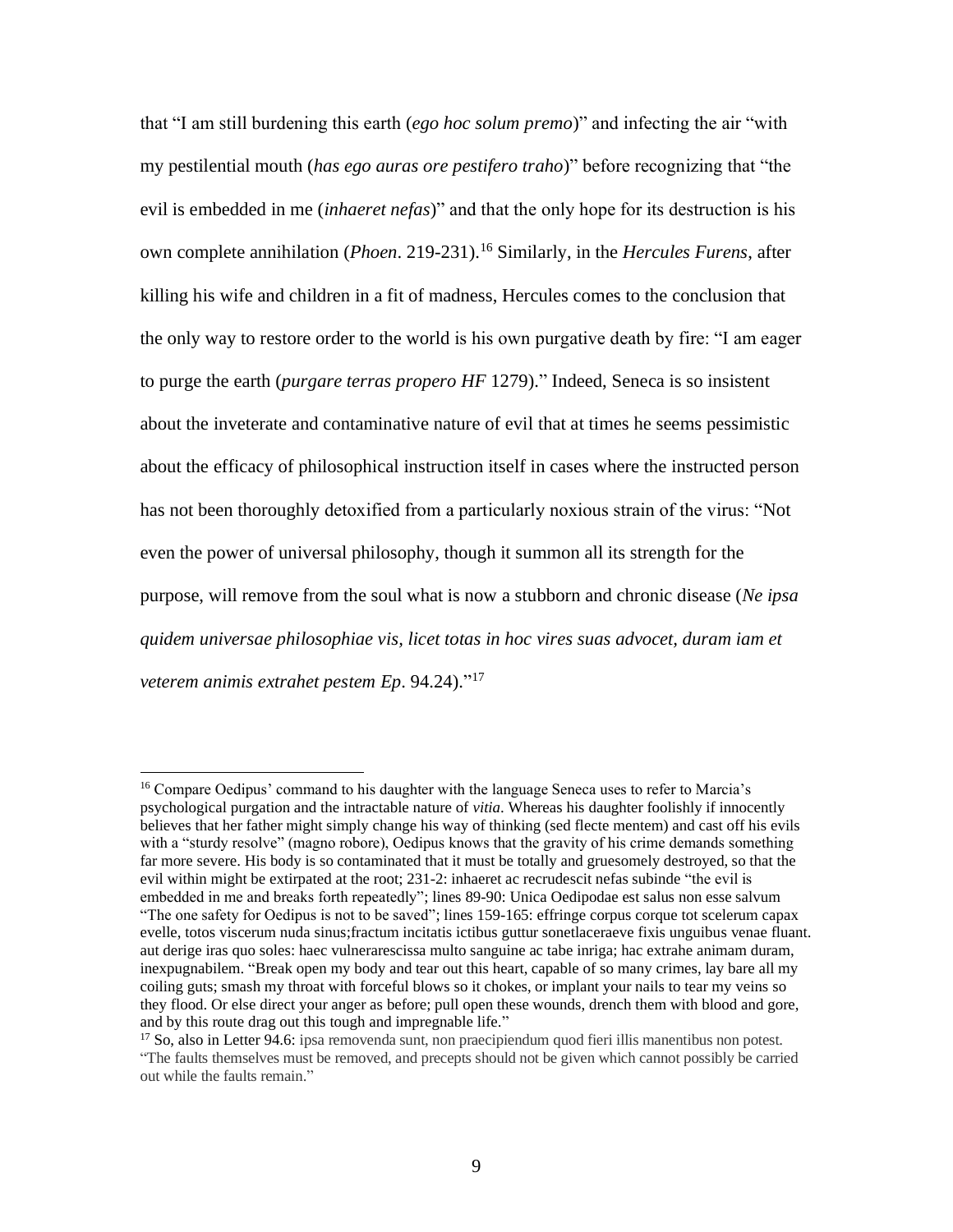that "I am still burdening this earth (*ego hoc solum premo*)" and infecting the air "with my pestilential mouth (*has ego auras ore pestifero traho*)" before recognizing that "the evil is embedded in me (*inhaeret nefas*)" and that the only hope for its destruction is his own complete annihilation (*Phoen*. 219-231).[16] Similarly, in the *Hercules Furens*, after killing his wife and children in a fit of madness, Hercules comes to the conclusion that the only way to restore order to the world is his own purgative death by fire: "I am eager to purge the earth (*purgare terras propero HF* 1279)." Indeed, Seneca is so insistent about the inveterate and contaminative nature of evil that at times he seems pessimistic about the efficacy of philosophical instruction itself in cases where the instructed person has not been thoroughly detoxified from a particularly noxious strain of the virus: "Not even the power of universal philosophy, though it summon all its strength for the purpose, will remove from the soul what is now a stubborn and chronic disease (*Ne ipsa quidem universae philosophiae vis, licet totas in hoc vires suas advocet, duram iam et veterem animis extrahet pestem Ep*. 94.24)."[17]

---

[16] Compare Oedipus' command to his daughter with the language Seneca uses to refer to Marcia's psychological purgation and the intractable nature of *vitia*. Whereas his daughter foolishly if innocently believes that her father might simply change his way of thinking (sed flecte mentem) and cast off his evils with a "sturdy resolve" (magno robore), Oedipus knows that the gravity of his crime demands something far more severe. His body is so contaminated that it must be totally and gruesomely destroyed, so that the evil within might be extirpated at the root; 231-2: inhaeret ac recrudescit nefas subinde "the evil is embedded in me and breaks forth repeatedly"; lines 89-90: Unica Oedipodae est salus non esse salvum "The one safety for Oedipus is not to be saved"; lines 159-165: effringe corpus corque tot scelerum capax evelle, totos viscerum nuda sinus;fractum incitatis ictibus guttur sonetlaceraeve fixis unguibus venae fluant. aut derige iras quo soles: haec vulnerarescissa multo sanguine ac tabe inriga; hac extrahe animam duram, inexpugnabilem. "Break open my body and tear out this heart, capable of so many crimes, lay bare all my coiling guts; smash my throat with forceful blows so it chokes, or implant your nails to tear my veins so they flood. Or else direct your anger as before; pull open these wounds, drench them with blood and gore, and by this route drag out this tough and impregnable life."

[17] So, also in Letter 94.6: ipsa removenda sunt, non praecipiendum quod fieri illis manentibus non potest. "The faults themselves must be removed, and precepts should not be given which cannot possibly be carried out while the faults remain."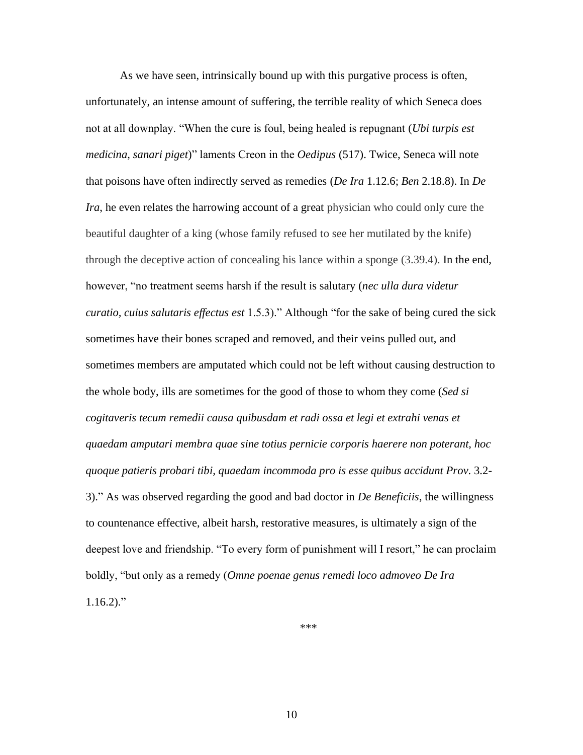As we have seen, intrinsically bound up with this purgative process is often, unfortunately, an intense amount of suffering, the terrible reality of which Seneca does not at all downplay. "When the cure is foul, being healed is repugnant (*Ubi turpis est medicina, sanari piget*)" laments Creon in the *Oedipus* (517). Twice, Seneca will note that poisons have often indirectly served as remedies (*De Ira* 1.12.6; *Ben* 2.18.8). In *De Ira*, he even relates the harrowing account of a great physician who could only cure the beautiful daughter of a king (whose family refused to see her mutilated by the knife) through the deceptive action of concealing his lance within a sponge (3.39.4). In the end, however, "no treatment seems harsh if the result is salutary (*nec ulla dura videtur curatio, cuius salutaris effectus est* 1.5.3)." Although "for the sake of being cured the sick sometimes have their bones scraped and removed, and their veins pulled out, and sometimes members are amputated which could not be left without causing destruction to the whole body, ills are sometimes for the good of those to whom they come (*Sed si cogitaveris tecum remedii causa quibusdam et radi ossa et legi et extrahi venas et quaedam amputari membra quae sine totius pernicie corporis haerere non poterant, hoc quoque patieris probari tibi, quaedam incommoda pro is esse quibus accidunt Prov.* 3.2-3)." As was observed regarding the good and bad doctor in *De Beneficiis*, the willingness to countenance effective, albeit harsh, restorative measures, is ultimately a sign of the deepest love and friendship. "To every form of punishment will I resort," he can proclaim boldly, "but only as a remedy (*Omne poenae genus remedi loco admoveo De Ira* 1.16.2)."

\*\*\*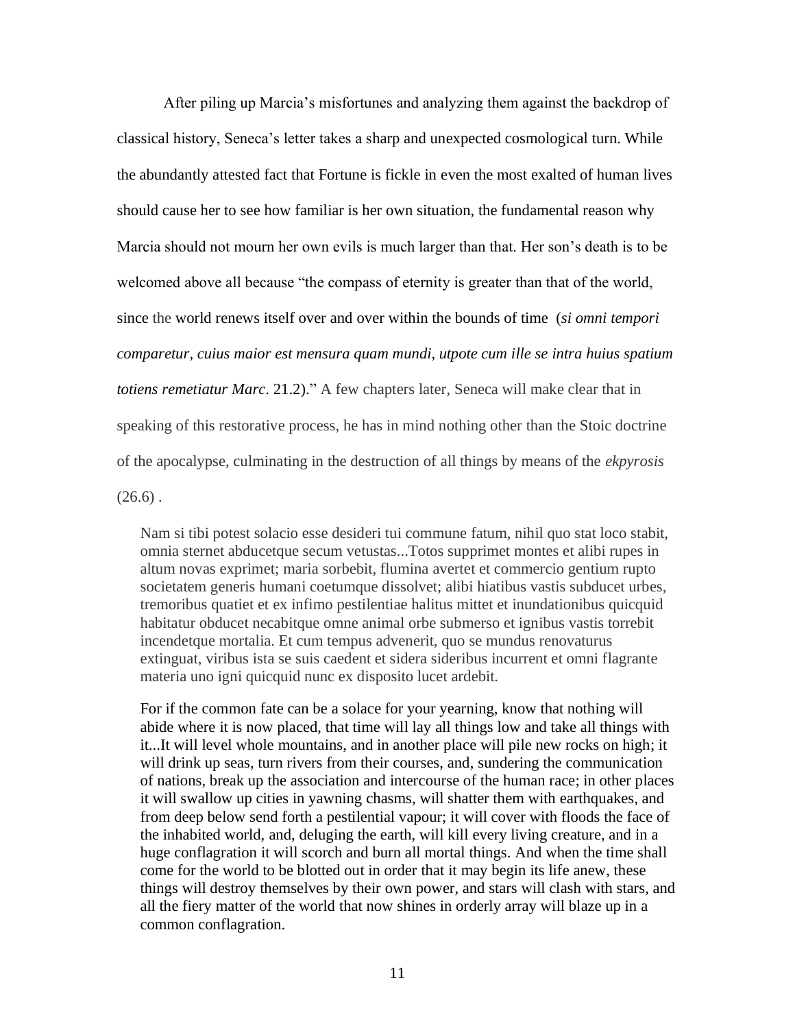After piling up Marcia's misfortunes and analyzing them against the backdrop of classical history, Seneca's letter takes a sharp and unexpected cosmological turn. While the abundantly attested fact that Fortune is fickle in even the most exalted of human lives should cause her to see how familiar is her own situation, the fundamental reason why Marcia should not mourn her own evils is much larger than that. Her son's death is to be welcomed above all because "the compass of eternity is greater than that of the world, since the world renews itself over and over within the bounds of time (*si omni tempori comparetur, cuius maior est mensura quam mundi, utpote cum ille se intra huius spatium totiens remetiatur Marc*. 21.2)." A few chapters later, Seneca will make clear that in speaking of this restorative process, he has in mind nothing other than the Stoic doctrine of the apocalypse, culminating in the destruction of all things by means of the *ekpyrosis* (26.6) .

> Nam si tibi potest solacio esse desideri tui commune fatum, nihil quo stat loco stabit, omnia sternet abducetque secum vetustas...Totos supprimet montes et alibi rupes in altum novas exprimet; maria sorbebit, flumina avertet et commercio gentium rupto societatem generis humani coetumque dissolvet; alibi hiatibus vastis subducet urbes, tremoribus quatiet et ex infimo pestilentiae halitus mittet et inundationibus quicquid habitatur obducet necabitque omne animal orbe submerso et ignibus vastis torrebit incendetque mortalia. Et cum tempus advenerit, quo se mundus renovaturus extinguat, viribus ista se suis caedent et sidera sideribus incurrent et omni flagrante materia uno igni quicquid nunc ex disposito lucet ardebit.

> For if the common fate can be a solace for your yearning, know that nothing will abide where it is now placed, that time will lay all things low and take all things with it...It will level whole mountains, and in another place will pile new rocks on high; it will drink up seas, turn rivers from their courses, and, sundering the communication of nations, break up the association and intercourse of the human race; in other places it will swallow up cities in yawning chasms, will shatter them with earthquakes, and from deep below send forth a pestilential vapour; it will cover with floods the face of the inhabited world, and, deluging the earth, will kill every living creature, and in a huge conflagration it will scorch and burn all mortal things. And when the time shall come for the world to be blotted out in order that it may begin its life anew, these things will destroy themselves by their own power, and stars will clash with stars, and all the fiery matter of the world that now shines in orderly array will blaze up in a common conflagration.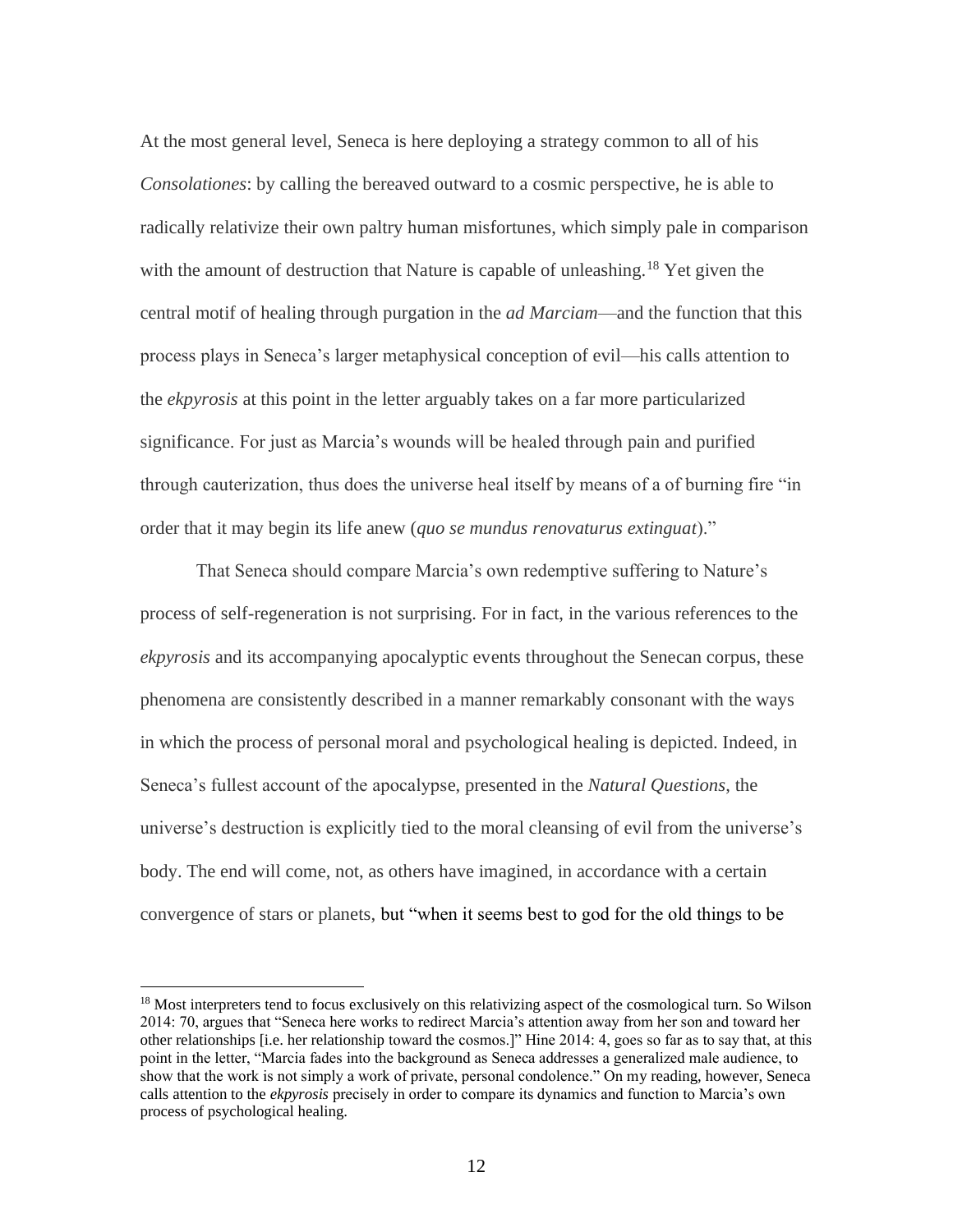At the most general level, Seneca is here deploying a strategy common to all of his *Consolationes*: by calling the bereaved outward to a cosmic perspective, he is able to radically relativize their own paltry human misfortunes, which simply pale in comparison with the amount of destruction that Nature is capable of unleashing.[18] Yet given the central motif of healing through purgation in the *ad Marciam*—and the function that this process plays in Seneca's larger metaphysical conception of evil—his calls attention to the *ekpyrosis* at this point in the letter arguably takes on a far more particularized significance. For just as Marcia's wounds will be healed through pain and purified through cauterization, thus does the universe heal itself by means of a of burning fire "in order that it may begin its life anew (*quo se mundus renovaturus extinguat*)."

That Seneca should compare Marcia's own redemptive suffering to Nature's process of self-regeneration is not surprising. For in fact, in the various references to the *ekpyrosis* and its accompanying apocalyptic events throughout the Senecan corpus, these phenomena are consistently described in a manner remarkably consonant with the ways in which the process of personal moral and psychological healing is depicted. Indeed, in Seneca's fullest account of the apocalypse, presented in the *Natural Questions*, the universe's destruction is explicitly tied to the moral cleansing of evil from the universe's body. The end will come, not, as others have imagined, in accordance with a certain convergence of stars or planets, but "when it seems best to god for the old things to be

[18] Most interpreters tend to focus exclusively on this relativizing aspect of the cosmological turn. So Wilson 2014: 70, argues that "Seneca here works to redirect Marcia's attention away from her son and toward her other relationships [i.e. her relationship toward the cosmos.]" Hine 2014: 4, goes so far as to say that, at this point in the letter, "Marcia fades into the background as Seneca addresses a generalized male audience, to show that the work is not simply a work of private, personal condolence." On my reading, however, Seneca calls attention to the *ekpyrosis* precisely in order to compare its dynamics and function to Marcia's own process of psychological healing.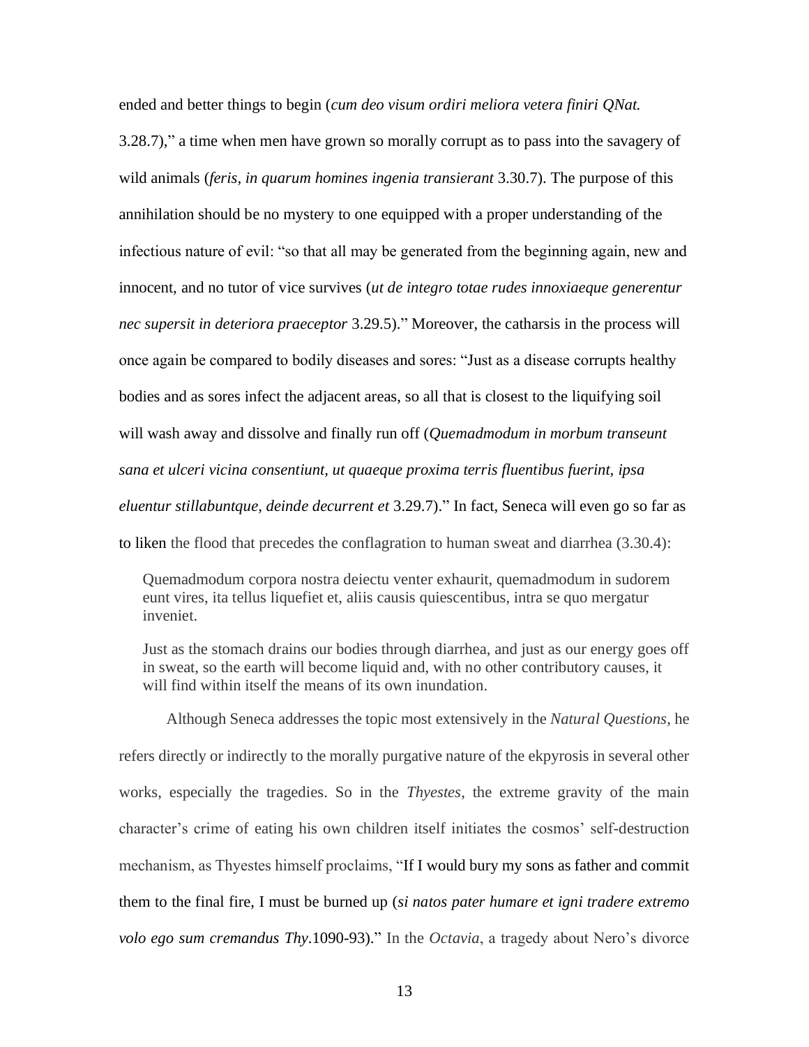ended and better things to begin (*cum deo visum ordiri meliora vetera finiri QNat.* 3.28.7)," a time when men have grown so morally corrupt as to pass into the savagery of wild animals (*feris, in quarum homines ingenia transierant* 3.30.7). The purpose of this annihilation should be no mystery to one equipped with a proper understanding of the infectious nature of evil: "so that all may be generated from the beginning again, new and innocent, and no tutor of vice survives (*ut de integro totae rudes innoxiaeque generentur nec supersit in deteriora praeceptor* 3.29.5)." Moreover, the catharsis in the process will once again be compared to bodily diseases and sores: "Just as a disease corrupts healthy bodies and as sores infect the adjacent areas, so all that is closest to the liquifying soil will wash away and dissolve and finally run off (*Quemadmodum in morbum transeunt sana et ulceri vicina consentiunt, ut quaeque proxima terris fluentibus fuerint, ipsa eluentur stillabuntque, deinde decurrent et* 3.29.7)." In fact, Seneca will even go so far as to liken the flood that precedes the conflagration to human sweat and diarrhea (3.30.4):

> Quemadmodum corpora nostra deiectu venter exhaurit, quemadmodum in sudorem eunt vires, ita tellus liquefiet et, aliis causis quiescentibus, intra se quo mergatur inveniet.
>
> Just as the stomach drains our bodies through diarrhea, and just as our energy goes off in sweat, so the earth will become liquid and, with no other contributory causes, it will find within itself the means of its own inundation.

Although Seneca addresses the topic most extensively in the *Natural Questions*, he refers directly or indirectly to the morally purgative nature of the ekpyrosis in several other works, especially the tragedies. So in the *Thyestes*, the extreme gravity of the main character's crime of eating his own children itself initiates the cosmos' self-destruction mechanism, as Thyestes himself proclaims, "If I would bury my sons as father and commit them to the final fire, I must be burned up (*si natos pater humare et igni tradere extremo volo ego sum cremandus Thy*.1090-93)." In the *Octavia*, a tragedy about Nero's divorce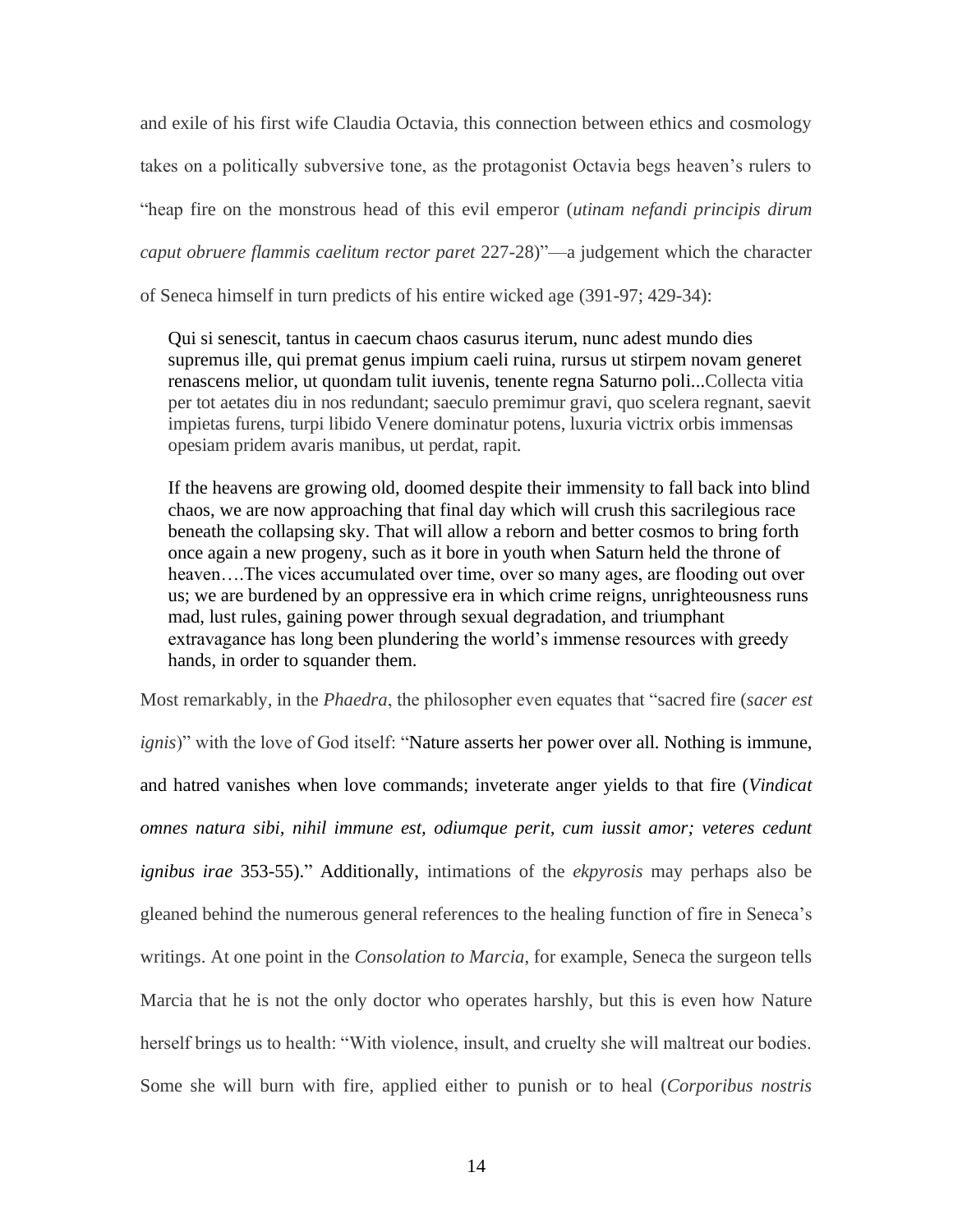and exile of his first wife Claudia Octavia, this connection between ethics and cosmology takes on a politically subversive tone, as the protagonist Octavia begs heaven's rulers to "heap fire on the monstrous head of this evil emperor (*utinam nefandi principis dirum caput obruere flammis caelitum rector paret* 227-28)"—a judgement which the character of Seneca himself in turn predicts of his entire wicked age (391-97; 429-34):

> Qui si senescit, tantus in caecum chaos casurus iterum, nunc adest mundo dies supremus ille, qui premat genus impium caeli ruina, rursus ut stirpem novam generet renascens melior, ut quondam tulit iuvenis, tenente regna Saturno poli...Collecta vitia per tot aetates diu in nos redundant; saeculo premimur gravi, quo scelera regnant, saevit impietas furens, turpi libido Venere dominatur potens, luxuria victrix orbis immensas opesiam pridem avaris manibus, ut perdat, rapit.
>
> If the heavens are growing old, doomed despite their immensity to fall back into blind chaos, we are now approaching that final day which will crush this sacrilegious race beneath the collapsing sky. That will allow a reborn and better cosmos to bring forth once again a new progeny, such as it bore in youth when Saturn held the throne of heaven….The vices accumulated over time, over so many ages, are flooding out over us; we are burdened by an oppressive era in which crime reigns, unrighteousness runs mad, lust rules, gaining power through sexual degradation, and triumphant extravagance has long been plundering the world's immense resources with greedy hands, in order to squander them.

Most remarkably, in the *Phaedra*, the philosopher even equates that "sacred fire (*sacer est ignis*)" with the love of God itself: "Nature asserts her power over all. Nothing is immune, and hatred vanishes when love commands; inveterate anger yields to that fire (*Vindicat omnes natura sibi, nihil immune est, odiumque perit, cum iussit amor; veteres cedunt ignibus irae* 353-55)." Additionally, intimations of the *ekpyrosis* may perhaps also be gleaned behind the numerous general references to the healing function of fire in Seneca's writings. At one point in the *Consolation to Marcia*, for example, Seneca the surgeon tells Marcia that he is not the only doctor who operates harshly, but this is even how Nature herself brings us to health: "With violence, insult, and cruelty she will maltreat our bodies. Some she will burn with fire, applied either to punish or to heal (*Corporibus nostris*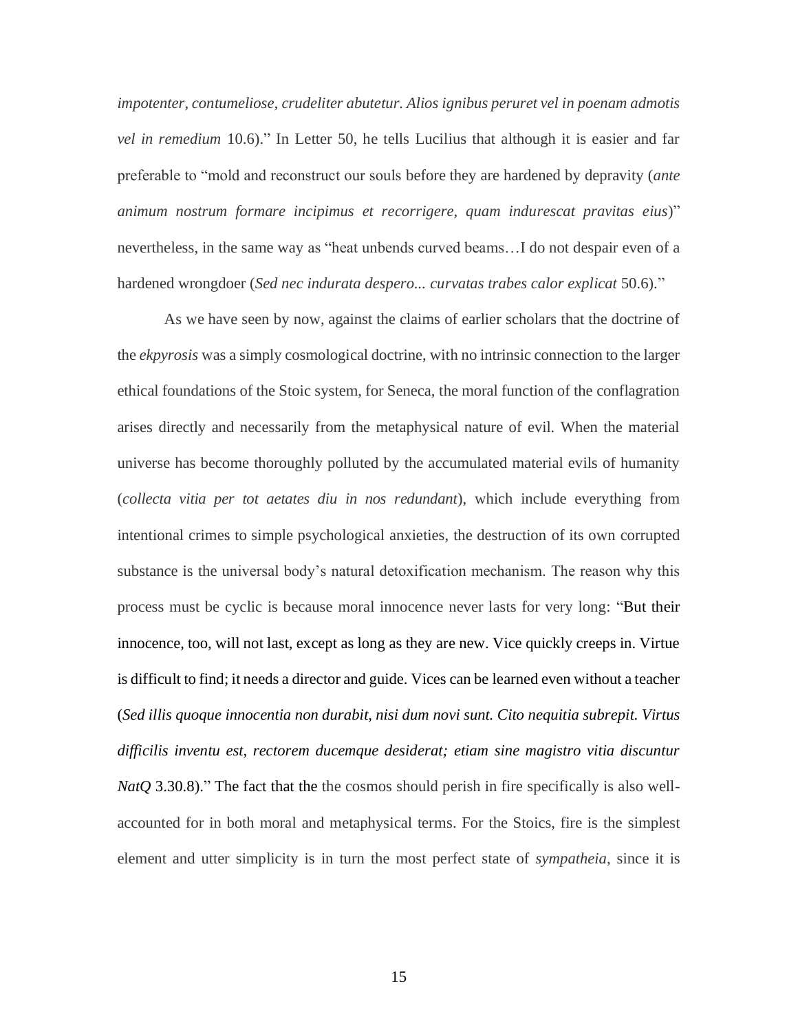*impotenter, contumeliose, crudeliter abutetur. Alios ignibus peruret vel in poenam admotis vel in remedium* 10.6)." In Letter 50, he tells Lucilius that although it is easier and far preferable to "mold and reconstruct our souls before they are hardened by depravity (*ante animum nostrum formare incipimus et recorrigere, quam indurescat pravitas eius*)" nevertheless, in the same way as "heat unbends curved beams…I do not despair even of a hardened wrongdoer (*Sed nec indurata despero... curvatas trabes calor explicat* 50.6)."

As we have seen by now, against the claims of earlier scholars that the doctrine of the *ekpyrosis* was a simply cosmological doctrine, with no intrinsic connection to the larger ethical foundations of the Stoic system, for Seneca, the moral function of the conflagration arises directly and necessarily from the metaphysical nature of evil. When the material universe has become thoroughly polluted by the accumulated material evils of humanity (*collecta vitia per tot aetates diu in nos redundant*), which include everything from intentional crimes to simple psychological anxieties, the destruction of its own corrupted substance is the universal body's natural detoxification mechanism. The reason why this process must be cyclic is because moral innocence never lasts for very long: "But their innocence, too, will not last, except as long as they are new. Vice quickly creeps in. Virtue is difficult to find; it needs a director and guide. Vices can be learned even without a teacher (*Sed illis quoque innocentia non durabit, nisi dum novi sunt. Cito nequitia subrepit. Virtus difficilis inventu est, rectorem ducemque desiderat; etiam sine magistro vitia discuntur NatQ* 3.30.8)." The fact that the the cosmos should perish in fire specifically is also well-accounted for in both moral and metaphysical terms. For the Stoics, fire is the simplest element and utter simplicity is in turn the most perfect state of *sympatheia*, since it is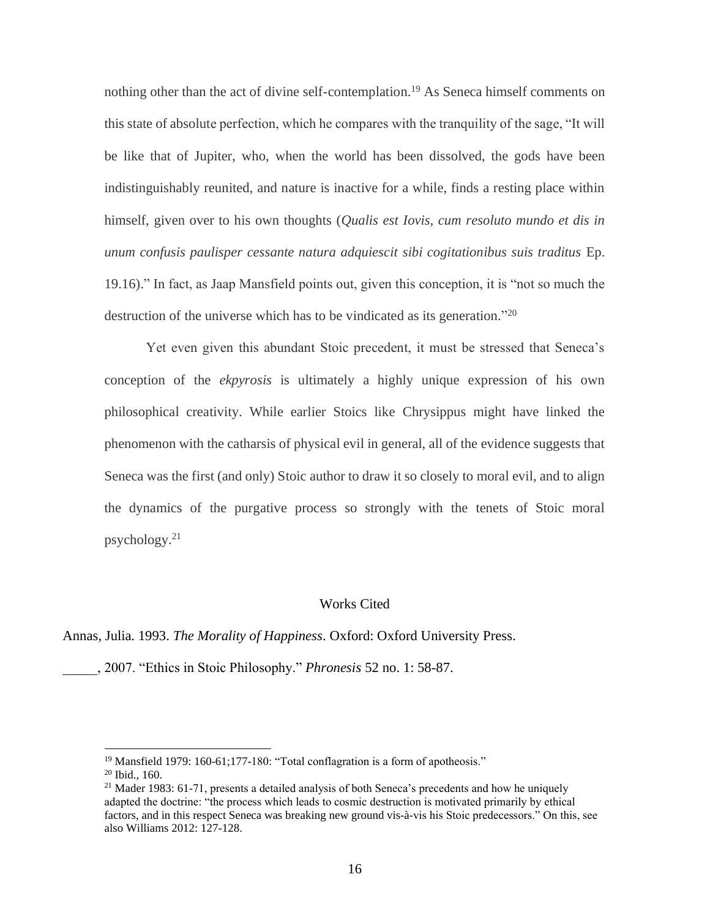nothing other than the act of divine self-contemplation.[19] As Seneca himself comments on this state of absolute perfection, which he compares with the tranquility of the sage, "It will be like that of Jupiter, who, when the world has been dissolved, the gods have been indistinguishably reunited, and nature is inactive for a while, finds a resting place within himself, given over to his own thoughts (*Qualis est Iovis, cum resoluto mundo et dis in unum confusis paulisper cessante natura adquiescit sibi cogitationibus suis traditus* Ep. 19.16)." In fact, as Jaap Mansfield points out, given this conception, it is "not so much the destruction of the universe which has to be vindicated as its generation."[20]

Yet even given this abundant Stoic precedent, it must be stressed that Seneca's conception of the *ekpyrosis* is ultimately a highly unique expression of his own philosophical creativity. While earlier Stoics like Chrysippus might have linked the phenomenon with the catharsis of physical evil in general, all of the evidence suggests that Seneca was the first (and only) Stoic author to draw it so closely to moral evil, and to align the dynamics of the purgative process so strongly with the tenets of Stoic moral psychology.[21]

## Works Cited

Annas, Julia. 1993. *The Morality of Happiness*. Oxford: Oxford University Press.

_____, 2007. "Ethics in Stoic Philosophy." *Phronesis* 52 no. 1: 58-87.

---

[19] Mansfield 1979: 160-61;177-180: "Total conflagration is a form of apotheosis."

[20] Ibid., 160.

[21] Mader 1983: 61-71, presents a detailed analysis of both Seneca's precedents and how he uniquely adapted the doctrine: "the process which leads to cosmic destruction is motivated primarily by ethical factors, and in this respect Seneca was breaking new ground vis-à-vis his Stoic predecessors." On this, see also Williams 2012: 127-128.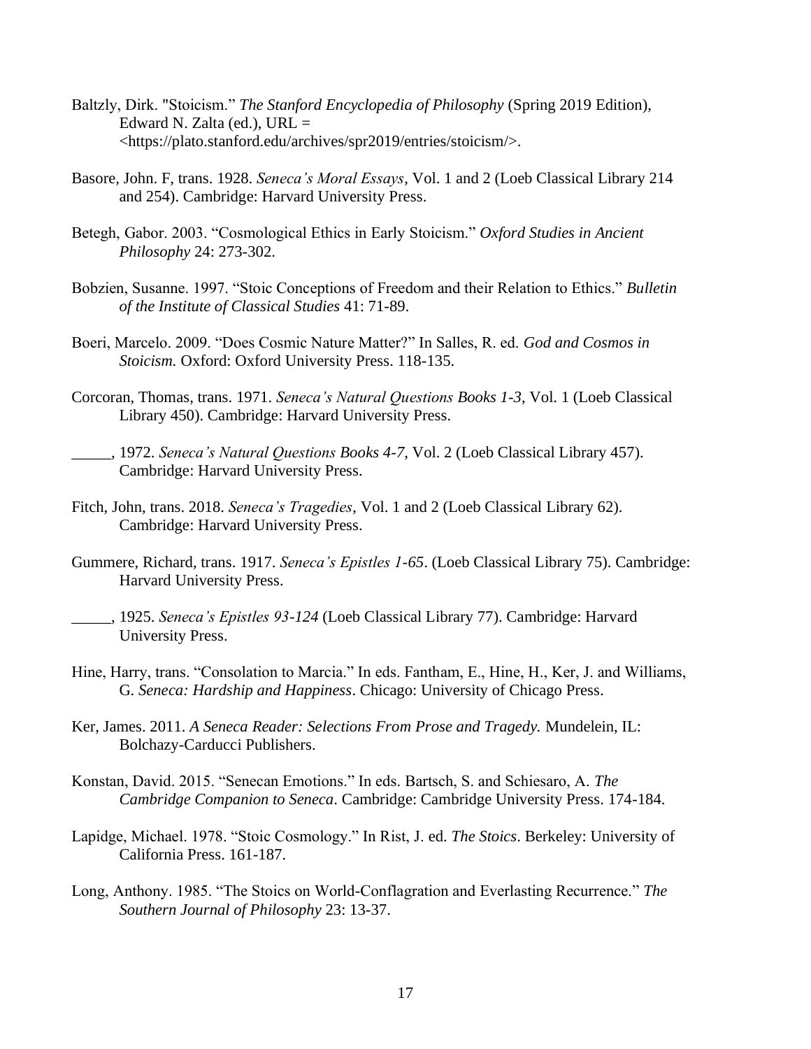Baltzly, Dirk. "Stoicism." *The Stanford Encyclopedia of Philosophy* (Spring 2019 Edition), Edward N. Zalta (ed.), URL = <https://plato.stanford.edu/archives/spr2019/entries/stoicism/>.

Basore, John. F, trans. 1928. *Seneca's Moral Essays*, Vol. 1 and 2 (Loeb Classical Library 214 and 254). Cambridge: Harvard University Press.

Betegh, Gabor. 2003. "Cosmological Ethics in Early Stoicism." *Oxford Studies in Ancient Philosophy* 24: 273-302.

Bobzien, Susanne. 1997. "Stoic Conceptions of Freedom and their Relation to Ethics." *Bulletin of the Institute of Classical Studies* 41: 71-89.

Boeri, Marcelo. 2009. "Does Cosmic Nature Matter?" In Salles, R. ed. *God and Cosmos in Stoicism.* Oxford: Oxford University Press. 118-135.

Corcoran, Thomas, trans. 1971. *Seneca's Natural Questions Books 1-3*, Vol. 1 (Loeb Classical Library 450). Cambridge: Harvard University Press.

_____, 1972. *Seneca's Natural Questions Books 4-7*, Vol. 2 (Loeb Classical Library 457). Cambridge: Harvard University Press.

Fitch, John, trans. 2018. *Seneca's Tragedies*, Vol. 1 and 2 (Loeb Classical Library 62). Cambridge: Harvard University Press.

Gummere, Richard, trans. 1917. *Seneca's Epistles 1-65*. (Loeb Classical Library 75). Cambridge: Harvard University Press.

_____, 1925. *Seneca's Epistles 93-124* (Loeb Classical Library 77). Cambridge: Harvard University Press.

Hine, Harry, trans. "Consolation to Marcia." In eds. Fantham, E., Hine, H., Ker, J. and Williams, G. *Seneca: Hardship and Happiness*. Chicago: University of Chicago Press.

Ker, James. 2011. *A Seneca Reader: Selections From Prose and Tragedy.* Mundelein, IL: Bolchazy-Carducci Publishers.

Konstan, David. 2015. "Senecan Emotions." In eds. Bartsch, S. and Schiesaro, A. *The Cambridge Companion to Seneca*. Cambridge: Cambridge University Press. 174-184.

Lapidge, Michael. 1978. "Stoic Cosmology." In Rist, J. ed. *The Stoics*. Berkeley: University of California Press. 161-187.

Long, Anthony. 1985. "The Stoics on World-Conflagration and Everlasting Recurrence." *The Southern Journal of Philosophy* 23: 13-37.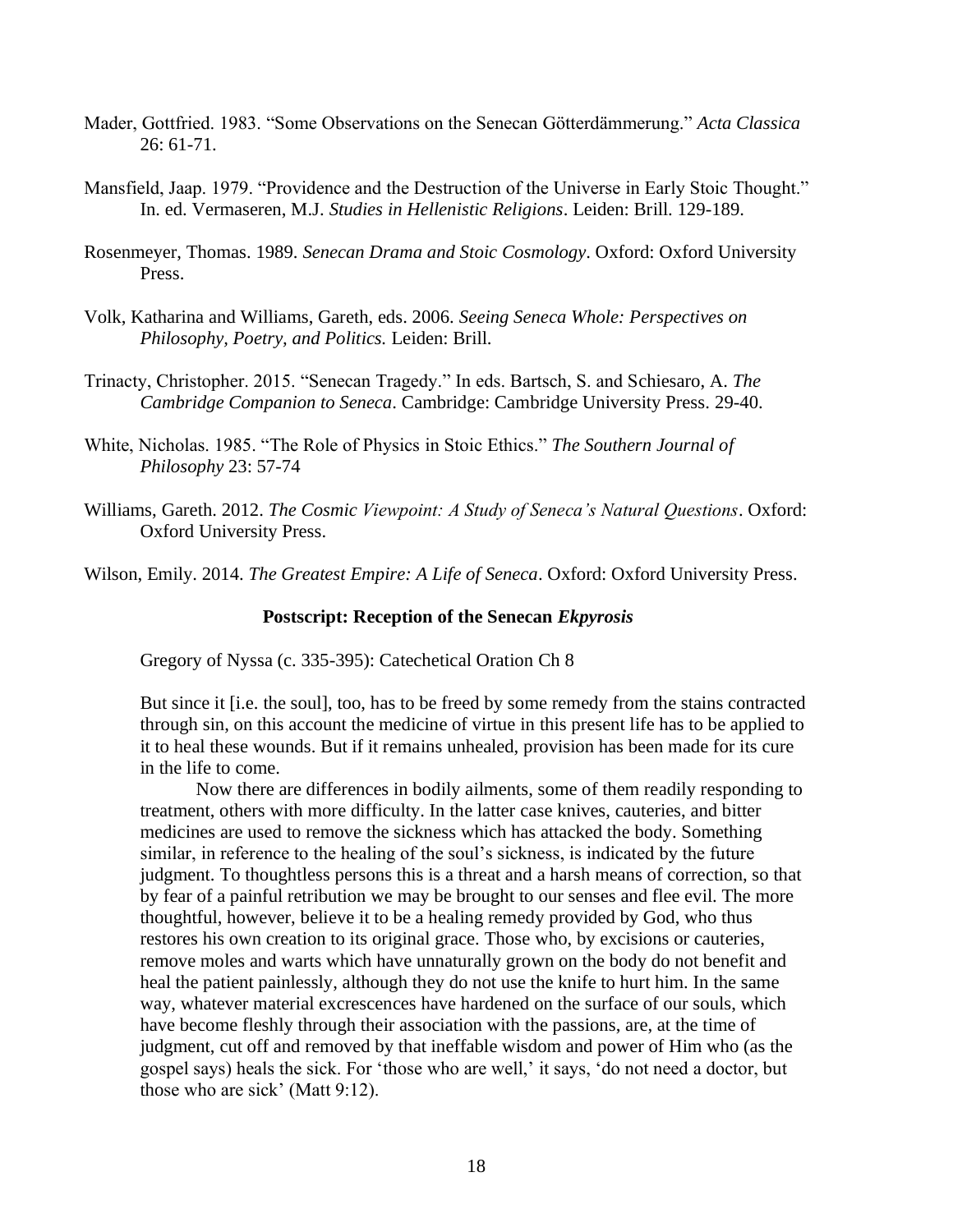Mader, Gottfried. 1983. "Some Observations on the Senecan Götterdämmerung." *Acta Classica* 26: 61-71.

Mansfield, Jaap. 1979. "Providence and the Destruction of the Universe in Early Stoic Thought." In. ed. Vermaseren, M.J. *Studies in Hellenistic Religions*. Leiden: Brill. 129-189.

Rosenmeyer, Thomas. 1989. *Senecan Drama and Stoic Cosmology*. Oxford: Oxford University Press.

Volk, Katharina and Williams, Gareth, eds. 2006. *Seeing Seneca Whole: Perspectives on Philosophy, Poetry, and Politics.* Leiden: Brill.

Trinacty, Christopher. 2015. "Senecan Tragedy." In eds. Bartsch, S. and Schiesaro, A. *The Cambridge Companion to Seneca*. Cambridge: Cambridge University Press. 29-40.

White, Nicholas. 1985. "The Role of Physics in Stoic Ethics." *The Southern Journal of Philosophy* 23: 57-74

Williams, Gareth. 2012. *The Cosmic Viewpoint: A Study of Seneca's Natural Questions*. Oxford: Oxford University Press.

Wilson, Emily. 2014. *The Greatest Empire: A Life of Seneca*. Oxford: Oxford University Press.

## Postscript: Reception of the Senecan *Ekpyrosis*

Gregory of Nyssa (c. 335-395): Catechetical Oration Ch 8

> But since it [i.e. the soul], too, has to be freed by some remedy from the stains contracted through sin, on this account the medicine of virtue in this present life has to be applied to it to heal these wounds. But if it remains unhealed, provision has been made for its cure in the life to come.
>
> Now there are differences in bodily ailments, some of them readily responding to treatment, others with more difficulty. In the latter case knives, cauteries, and bitter medicines are used to remove the sickness which has attacked the body. Something similar, in reference to the healing of the soul's sickness, is indicated by the future judgment. To thoughtless persons this is a threat and a harsh means of correction, so that by fear of a painful retribution we may be brought to our senses and flee evil. The more thoughtful, however, believe it to be a healing remedy provided by God, who thus restores his own creation to its original grace. Those who, by excisions or cauteries, remove moles and warts which have unnaturally grown on the body do not benefit and heal the patient painlessly, although they do not use the knife to hurt him. In the same way, whatever material excrescences have hardened on the surface of our souls, which have become fleshly through their association with the passions, are, at the time of judgment, cut off and removed by that ineffable wisdom and power of Him who (as the gospel says) heals the sick. For 'those who are well,' it says, 'do not need a doctor, but those who are sick' (Matt 9:12).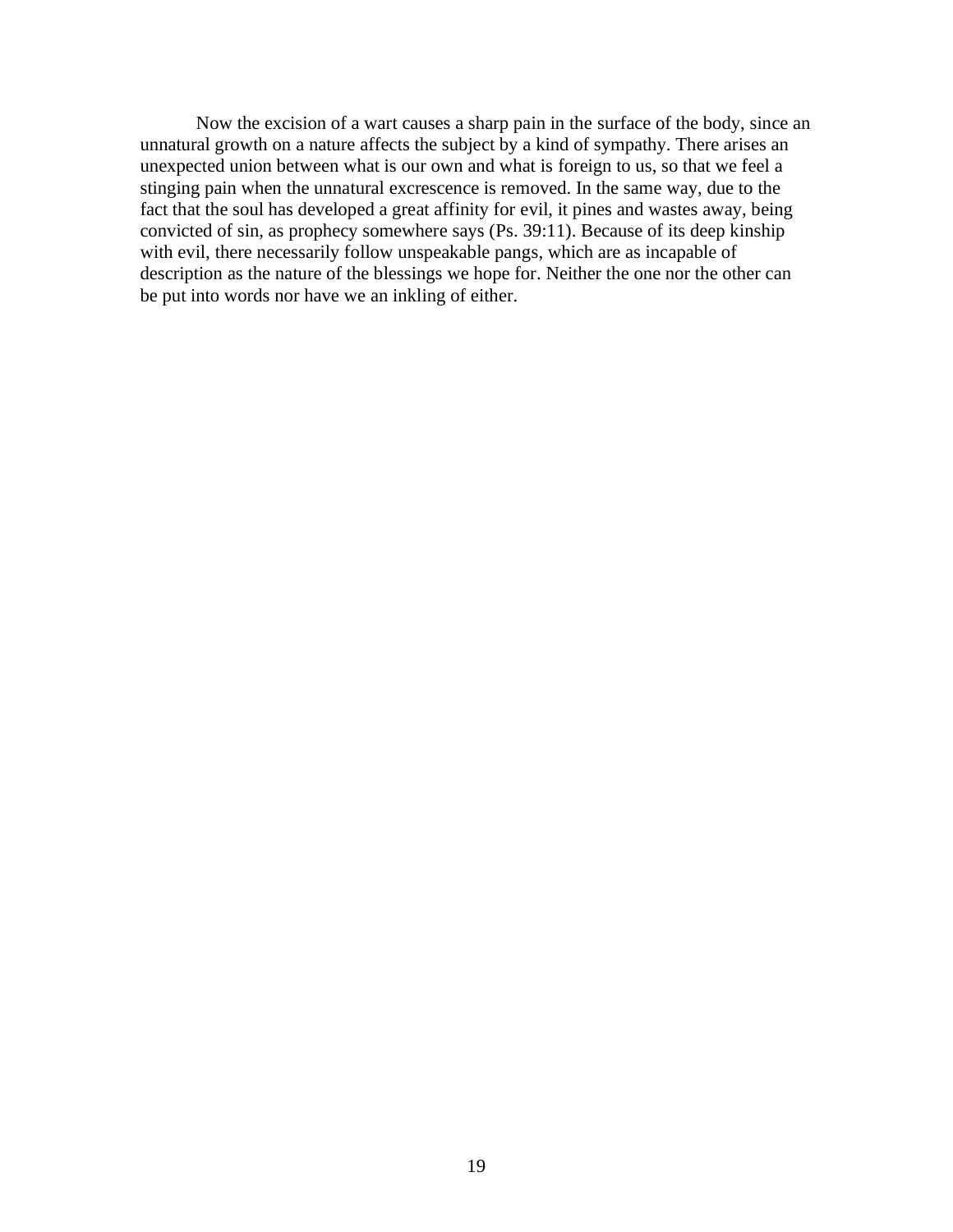Now the excision of a wart causes a sharp pain in the surface of the body, since an unnatural growth on a nature affects the subject by a kind of sympathy. There arises an unexpected union between what is our own and what is foreign to us, so that we feel a stinging pain when the unnatural excrescence is removed. In the same way, due to the fact that the soul has developed a great affinity for evil, it pines and wastes away, being convicted of sin, as prophecy somewhere says (Ps. 39:11). Because of its deep kinship with evil, there necessarily follow unspeakable pangs, which are as incapable of description as the nature of the blessings we hope for. Neither the one nor the other can be put into words nor have we an inkling of either.